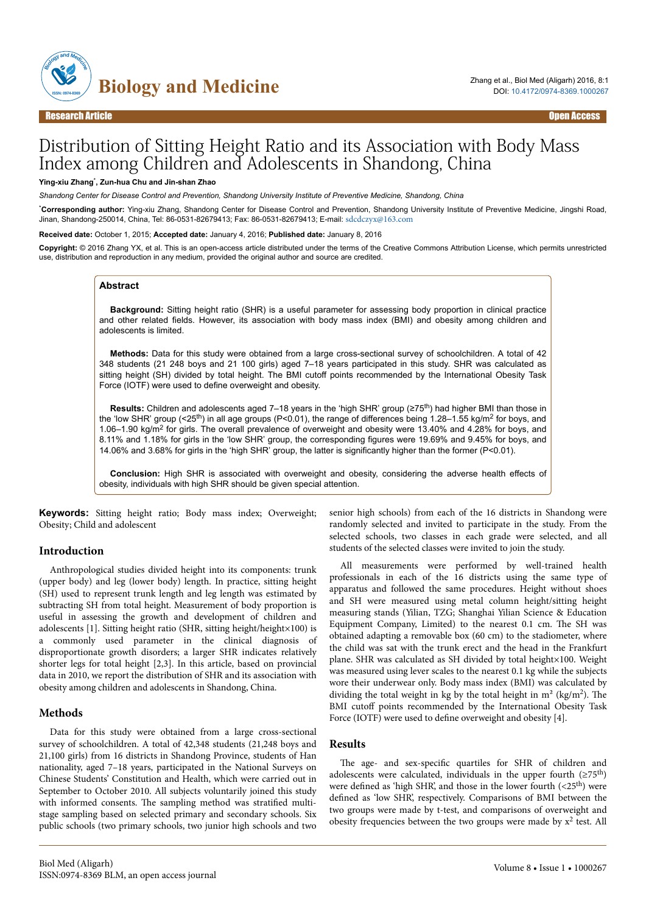Research Article

Open Access

# Distribution of Sitting Height Ratio and its Association with Body Mass Index among Children and Adolescents in Shandong, China

**Ying-xiu Zhang\*, Zun-hua Chu and Jin-shan Zhao**

*Shandong Center for Disease Control and Prevention, Shandong University Institute of Preventive Medicine, Shandong, China*

**\*Corresponding author:** Ying-xiu Zhang, Shandong Center for Disease Control and Prevention, Shandong University Institute of Preventive Medicine, Jingshi Road, Jinan, Shandong-250014, China, Tel: 86-0531-82679413; Fax: 86-0531-82679413; E-mail: sdcdczyx@163.com

**Received date:** October 1, 2015; **Accepted date:** January 4, 2016; **Published date:** January 8, 2016

**Copyright:** © 2016 Zhang YX, et al. This is an open-access article distributed under the terms of the Creative Commons Attribution License, which permits unrestricted use, distribution and reproduction in any medium, provided the original author and source are credited.

## Abstract

**Background:** Sitting height ratio (SHR) is a useful parameter for assessing body proportion in clinical practice and other related fields. However, its association with body mass index (BMI) and obesity among children and adolescents is limited.

**Methods:** Data for this study were obtained from a large cross-sectional survey of schoolchildren. A total of 42 348 students (21 248 boys and 21 100 girls) aged 7–18 years participated in this study. SHR was calculated as sitting height (SH) divided by total height. The BMI cutoff points recommended by the International Obesity Task Force (IOTF) were used to define overweight and obesity.

**Results:** Children and adolescents aged 7–18 years in the 'high SHR' group (≥75$^{th}$) had higher BMI than those in the 'low SHR' group (<25$^{th}$) in all age groups (P<0.01), the range of differences being 1.28–1.55 kg/m$^2$ for boys, and 1.06–1.90 kg/m$^2$ for girls. The overall prevalence of overweight and obesity were 13.40% and 4.28% for boys, and 8.11% and 1.18% for girls in the 'low SHR' group, the corresponding figures were 19.69% and 9.45% for boys, and 14.06% and 3.68% for girls in the 'high SHR' group, the latter is significantly higher than the former (P<0.01).

**Conclusion:** High SHR is associated with overweight and obesity, considering the adverse health effects of obesity, individuals with high SHR should be given special attention.

**Keywords:** Sitting height ratio; Body mass index; Overweight; Obesity; Child and adolescent

## Introduction

Anthropological studies divided height into its components: trunk (upper body) and leg (lower body) length. In practice, sitting height (SH) used to represent trunk length and leg length was estimated by subtracting SH from total height. Measurement of body proportion is useful in assessing the growth and development of children and adolescents [1]. Sitting height ratio (SHR, sitting height/height×100) is a commonly used parameter in the clinical diagnosis of disproportionate growth disorders; a larger SHR indicates relatively shorter legs for total height [2,3]. In this article, based on provincial data in 2010, we report the distribution of SHR and its association with obesity among children and adolescents in Shandong, China.

## Methods

Data for this study were obtained from a large cross-sectional survey of schoolchildren. A total of 42,348 students (21,248 boys and 21,100 girls) from 16 districts in Shandong Province, students of Han nationality, aged 7–18 years, participated in the National Surveys on Chinese Students' Constitution and Health, which were carried out in September to October 2010. All subjects voluntarily joined this study with informed consents. The sampling method was stratified multi-stage sampling based on selected primary and secondary schools. Six public schools (two primary schools, two junior high schools and two senior high schools) from each of the 16 districts in Shandong were randomly selected and invited to participate in the study. From the selected schools, two classes in each grade were selected, and all students of the selected classes were invited to join the study.

All measurements were performed by well-trained health professionals in each of the 16 districts using the same type of apparatus and followed the same procedures. Height without shoes and SH were measured using metal column height/sitting height measuring stands (Yilian, TZG; Shanghai Yilian Science & Education Equipment Company, Limited) to the nearest 0.1 cm. The SH was obtained adapting a removable box (60 cm) to the stadiometer, where the child was sat with the trunk erect and the head in the Frankfurt plane. SHR was calculated as SH divided by total height×100. Weight was measured using lever scales to the nearest 0.1 kg while the subjects wore their underwear only. Body mass index (BMI) was calculated by dividing the total weight in kg by the total height in m² (kg/m$^2$). The BMI cutoff points recommended by the International Obesity Task Force (IOTF) were used to define overweight and obesity [4].

## Results

The age- and sex-specific quartiles for SHR of children and adolescents were calculated, individuals in the upper fourth (≥75$^{th}$) were defined as 'high SHR', and those in the lower fourth (<25$^{th}$) were defined as 'low SHR', respectively. Comparisons of BMI between the two groups were made by t-test, and comparisons of overweight and obesity frequencies between the two groups were made by $x^2$ test. All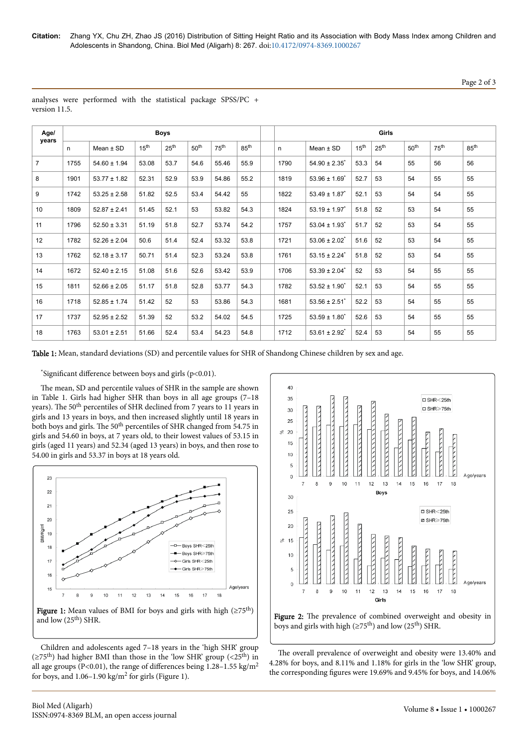analyses were performed with the statistical package SPSS/PC + version 11.5.

| Age/ years | Boys | | | | | | | | Girls | | | | | | |
|---|---|---|---|---|---|---|---|---|---|---|---|---|---|---|---|
| | n | Mean ± SD | 15th | 25th | 50th | 75th | 85th | | n | Mean ± SD | 15th | 25th | 50th | 75th | 85th |
| 7 | 1755 | 54.60 ± 1.94 | 53.08 | 53.7 | 54.6 | 55.46 | 55.9 | | 1790 | 54.90 ± 2.35* | 53.3 | 54 | 55 | 56 | 56 |
| 8 | 1901 | 53.77 ± 1.82 | 52.31 | 52.9 | 53.9 | 54.86 | 55.2 | | 1819 | 53.96 ± 1.69* | 52.7 | 53 | 54 | 55 | 55 |
| 9 | 1742 | 53.25 ± 2.58 | 51.82 | 52.5 | 53.4 | 54.42 | 55 | | 1822 | 53.49 ± 1.87* | 52.1 | 53 | 54 | 54 | 55 |
| 10 | 1809 | 52.87 ± 2.41 | 51.45 | 52.1 | 53 | 53.82 | 54.3 | | 1824 | 53.19 ± 1.97* | 51.8 | 52 | 53 | 54 | 55 |
| 11 | 1796 | 52.50 ± 3.31 | 51.19 | 51.8 | 52.7 | 53.74 | 54.2 | | 1757 | 53.04 ± 1.93* | 51.7 | 52 | 53 | 54 | 55 |
| 12 | 1782 | 52.26 ± 2.04 | 50.6 | 51.4 | 52.4 | 53.32 | 53.8 | | 1721 | 53.06 ± 2.02* | 51.6 | 52 | 53 | 54 | 55 |
| 13 | 1762 | 52.18 ± 3.17 | 50.71 | 51.4 | 52.3 | 53.24 | 53.8 | | 1761 | 53.15 ± 2.24* | 51.8 | 52 | 53 | 54 | 55 |
| 14 | 1672 | 52.40 ± 2.15 | 51.08 | 51.6 | 52.6 | 53.42 | 53.9 | | 1706 | 53.39 ± 2.04* | 52 | 53 | 54 | 55 | 55 |
| 15 | 1811 | 52.66 ± 2.05 | 51.17 | 51.8 | 52.8 | 53.77 | 54.3 | | 1782 | 53.52 ± 1.90* | 52.1 | 53 | 54 | 55 | 55 |
| 16 | 1718 | 52.85 ± 1.74 | 51.42 | 52 | 53 | 53.86 | 54.3 | | 1681 | 53.56 ± 2.51* | 52.2 | 53 | 54 | 55 | 55 |
| 17 | 1737 | 52.95 ± 2.52 | 51.39 | 52 | 53.2 | 54.02 | 54.5 | | 1725 | 53.59 ± 1.80* | 52.6 | 53 | 54 | 55 | 55 |
| 18 | 1763 | 53.01 ± 2.51 | 51.66 | 52.4 | 53.4 | 54.23 | 54.8 | | 1712 | 53.61 ± 2.92* | 52.4 | 53 | 54 | 55 | 55 |

**Table 1:** Mean, standard deviations (SD) and percentile values for SHR of Shandong Chinese children by sex and age.

*Significant difference between boys and girls ($p<0.01$).

The mean, SD and percentile values of SHR in the sample are shown in Table 1. Girls had higher SHR than boys in all age groups (7–18 years). The 50th percentiles of SHR declined from 7 years to 11 years in girls and 13 years in boys, and then increased slightly until 18 years in both boys and girls. The 50th percentiles of SHR changed from 54.75 in girls and 54.60 in boys, at 7 years old, to their lowest values of 53.15 in girls (aged 11 years) and 52.34 (aged 13 years) in boys, and then rose to 54.00 in girls and 53.37 in boys at 18 years old.

23
22
21
20
19
18
17
16
15
BMI/Kg/m²
7 8 9 10 11 12 13 14 15 16 17 18
Age/years
Boys SHR<25th
Boys SHR≥75th
Girls SHR<25th
Girls SHR≥75th

**Figure 1:** Mean values of BMI for boys and girls with high (≥75th) and low (25th) SHR.

Children and adolescents aged 7–18 years in the 'high SHR' group (≥75th) had higher BMI than those in the 'low SHR' group (<25th) in all age groups ($P<0.01$), the range of differences being 1.28–1.55 kg/m$^2$ for boys, and 1.06–1.90 kg/m$^2$ for girls (Figure 1).

40
35
30
25
20
15
10
5
0
%
7 8 9 10 11 12 13 14 15 16 17 18
Boys
Age/years
SHR<25th
SHR≥75th

30
25
20
15
10
5
0
%
7 8 9 10 11 12 13 14 15 16 17 18
Girls
Age/years
SHR<25th
SHR≥75th

**Figure 2:** The prevalence of combined overweight and obesity in boys and girls with high (≥75th) and low (25th) SHR.

The overall prevalence of overweight and obesity were 13.40% and 4.28% for boys, and 8.11% and 1.18% for girls in the 'low SHR' group, the corresponding figures were 19.69% and 9.45% for boys, and 14.06%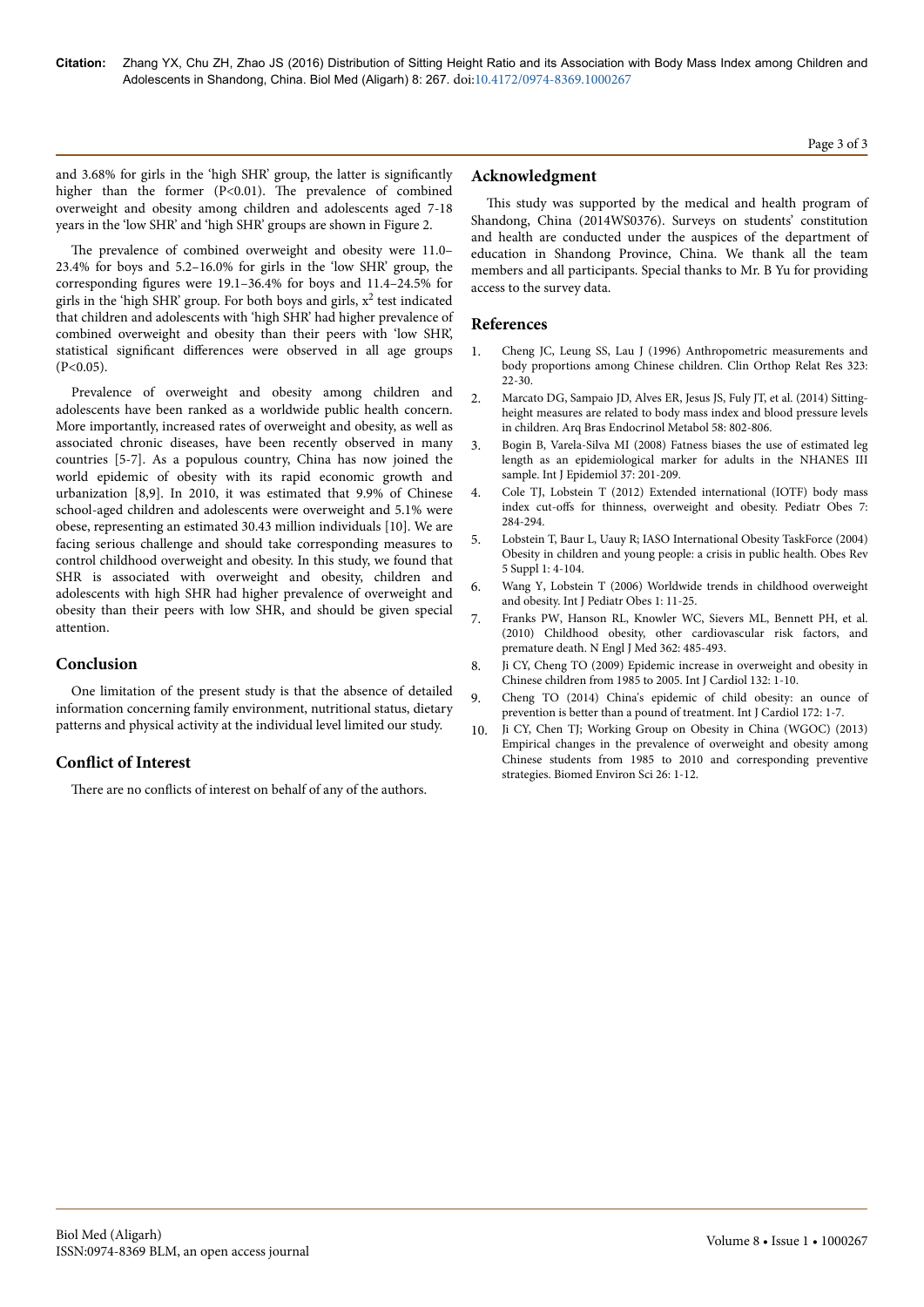and 3.68% for girls in the 'high SHR' group, the latter is significantly higher than the former (P<0.01). The prevalence of combined overweight and obesity among children and adolescents aged 7-18 years in the 'low SHR' and 'high SHR' groups are shown in Figure 2.

The prevalence of combined overweight and obesity were 11.0–23.4% for boys and 5.2–16.0% for girls in the 'low SHR' group, the corresponding figures were 19.1–36.4% for boys and 11.4–24.5% for girls in the 'high SHR' group. For both boys and girls, $x^2$ test indicated that children and adolescents with 'high SHR' had higher prevalence of combined overweight and obesity than their peers with 'low SHR', statistical significant differences were observed in all age groups (P<0.05).

Prevalence of overweight and obesity among children and adolescents have been ranked as a worldwide public health concern. More importantly, increased rates of overweight and obesity, as well as associated chronic diseases, have been recently observed in many countries [5-7]. As a populous country, China has now joined the world epidemic of obesity with its rapid economic growth and urbanization [8,9]. In 2010, it was estimated that 9.9% of Chinese school-aged children and adolescents were overweight and 5.1% were obese, representing an estimated 30.43 million individuals [10]. We are facing serious challenge and should take corresponding measures to control childhood overweight and obesity. In this study, we found that SHR is associated with overweight and obesity, children and adolescents with high SHR had higher prevalence of overweight and obesity than their peers with low SHR, and should be given special attention.

## Conclusion

One limitation of the present study is that the absence of detailed information concerning family environment, nutritional status, dietary patterns and physical activity at the individual level limited our study.

## Conflict of Interest

There are no conflicts of interest on behalf of any of the authors.

## Acknowledgment

This study was supported by the medical and health program of Shandong, China (2014WS0376). Surveys on students' constitution and health are conducted under the auspices of the department of education in Shandong Province, China. We thank all the team members and all participants. Special thanks to Mr. B Yu for providing access to the survey data.

## References

1. Cheng JC, Leung SS, Lau J (1996) Anthropometric measurements and body proportions among Chinese children. Clin Orthop Relat Res 323: 22-30.
2. Marcato DG, Sampaio JD, Alves ER, Jesus JS, Fuly JT, et al. (2014) Sitting-height measures are related to body mass index and blood pressure levels in children. Arq Bras Endocrinol Metabol 58: 802-806.
3. Bogin B, Varela-Silva MI (2008) Fatness biases the use of estimated leg length as an epidemiological marker for adults in the NHANES III sample. Int J Epidemiol 37: 201-209.
4. Cole TJ, Lobstein T (2012) Extended international (IOTF) body mass index cut-offs for thinness, overweight and obesity. Pediatr Obes 7: 284-294.
5. Lobstein T, Baur L, Uauy R; IASO International Obesity TaskForce (2004) Obesity in children and young people: a crisis in public health. Obes Rev 5 Suppl 1: 4-104.
6. Wang Y, Lobstein T (2006) Worldwide trends in childhood overweight and obesity. Int J Pediatr Obes 1: 11-25.
7. Franks PW, Hanson RL, Knowler WC, Sievers ML, Bennett PH, et al. (2010) Childhood obesity, other cardiovascular risk factors, and premature death. N Engl J Med 362: 485-493.
8. Ji CY, Cheng TO (2009) Epidemic increase in overweight and obesity in Chinese children from 1985 to 2005. Int J Cardiol 132: 1-10.
9. Cheng TO (2014) China's epidemic of child obesity: an ounce of prevention is better than a pound of treatment. Int J Cardiol 172: 1-7.
10. Ji CY, Chen TJ; Working Group on Obesity in China (WGOC) (2013) Empirical changes in the prevalence of overweight and obesity among Chinese students from 1985 to 2010 and corresponding preventive strategies. Biomed Environ Sci 26: 1-12.